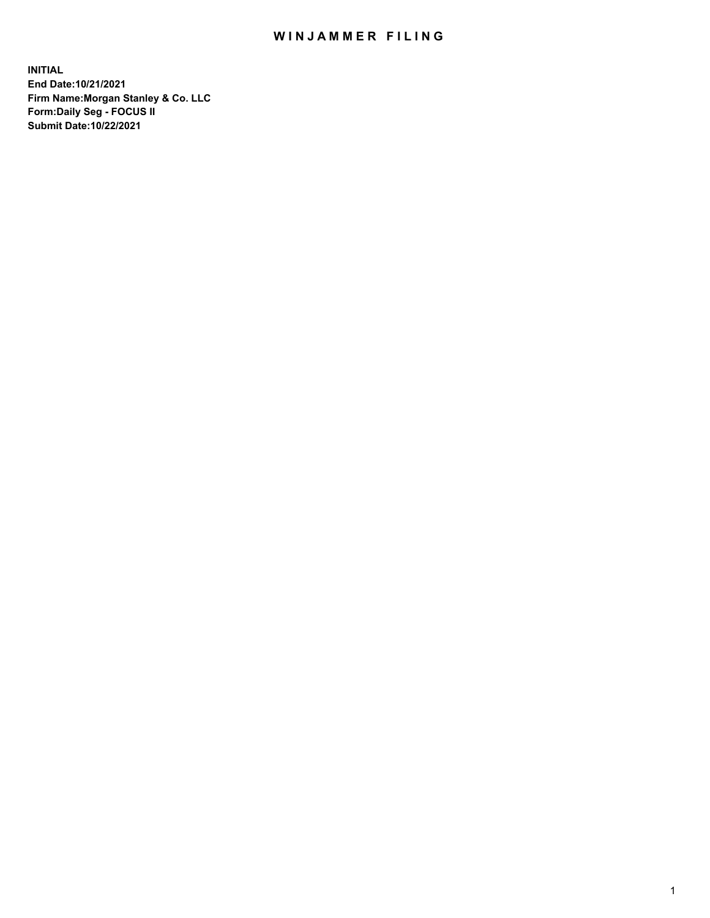# WINJAMMER FILING

**INITIAL**
**End Date:10/21/2021**
**Firm Name:Morgan Stanley & Co. LLC**
**Form:Daily Seg - FOCUS II**
**Submit Date:10/22/2021**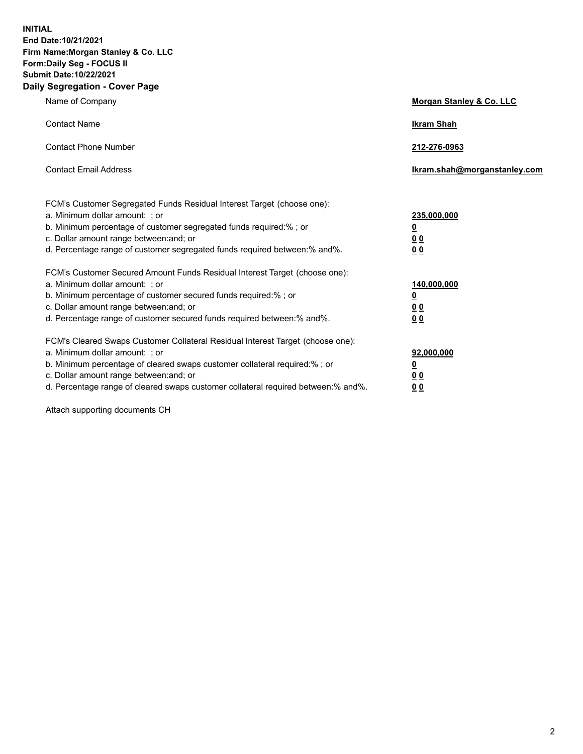**INITIAL**
**End Date:10/21/2021**
**Firm Name:Morgan Stanley & Co. LLC**
**Form:Daily Seg - FOCUS II**
**Submit Date:10/22/2021**

## Daily Segregation - Cover Page

| | |
|---|---|
| Name of Company | **Morgan Stanley & Co. LLC** |
| Contact Name | **Ikram Shah** |
| Contact Phone Number | **212-276-0963** |
| Contact Email Address | **Ikram.shah@morganstanley.com** |

| | |
|---|---|
| FCM's Customer Segregated Funds Residual Interest Target (choose one): | |
| a. Minimum dollar amount: ; or | **235,000,000** |
| b. Minimum percentage of customer segregated funds required:% ; or | **0** |
| c. Dollar amount range between:and; or | **0 0** |
| d. Percentage range of customer segregated funds required between:% and%. | **0 0** |
| FCM's Customer Secured Amount Funds Residual Interest Target (choose one): | |
| a. Minimum dollar amount: ; or | **140,000,000** |
| b. Minimum percentage of customer secured funds required:% ; or | **0** |
| c. Dollar amount range between:and; or | **0 0** |
| d. Percentage range of customer secured funds required between:% and%. | **0 0** |
| FCM's Cleared Swaps Customer Collateral Residual Interest Target (choose one): | |
| a. Minimum dollar amount: ; or | **92,000,000** |
| b. Minimum percentage of cleared swaps customer collateral required:% ; or | **0** |
| c. Dollar amount range between:and; or | **0 0** |
| d. Percentage range of cleared swaps customer collateral required between:% and%. | **0 0** |

Attach supporting documents CH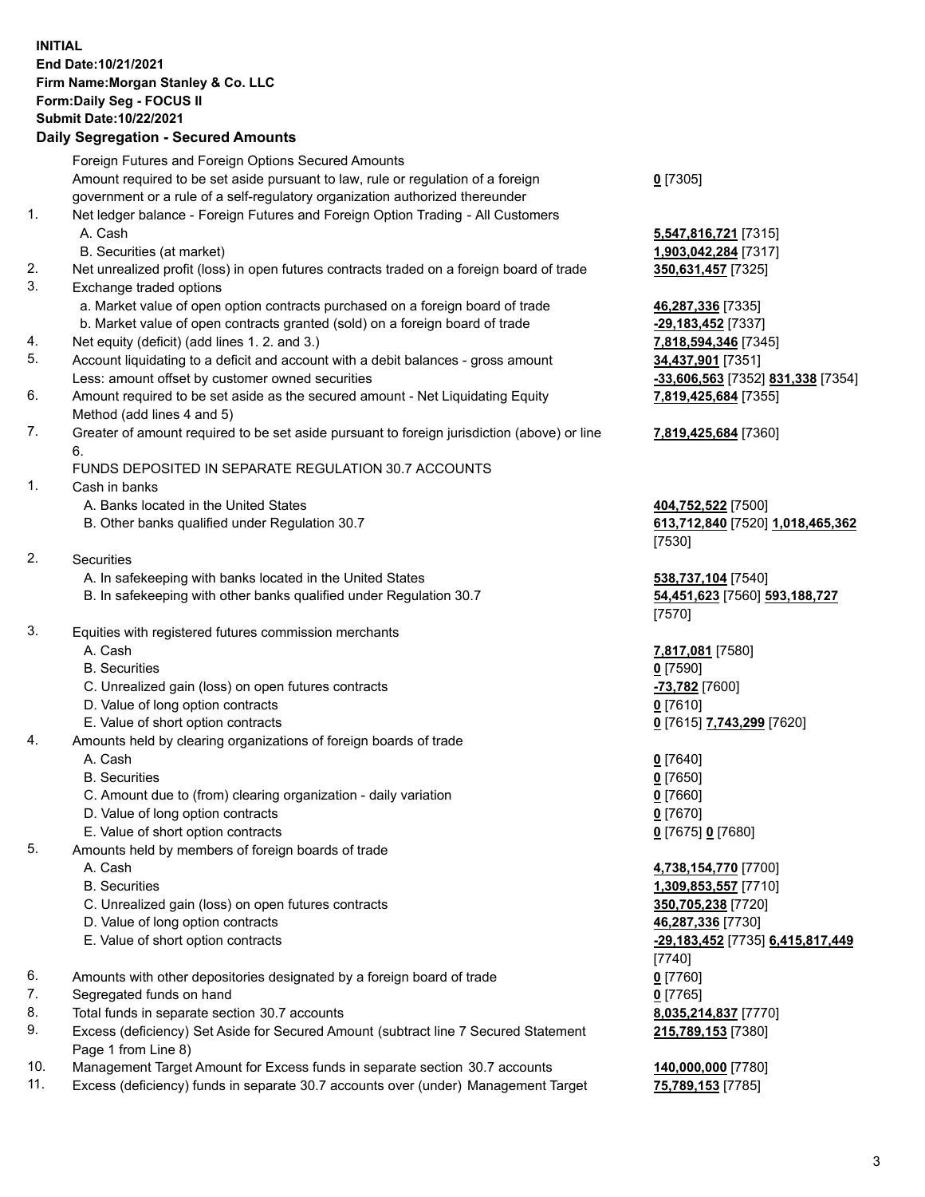**INITIAL**
**End Date:10/21/2021**
**Firm Name:Morgan Stanley & Co. LLC**
**Form:Daily Seg - FOCUS II**
**Submit Date:10/22/2021**

## Daily Segregation - Secured Amounts

| | | |
|---|---|---|
| | Foreign Futures and Foreign Options Secured Amounts | |
| | Amount required to be set aside pursuant to law, rule or regulation of a foreign government or a rule of a self-regulatory organization authorized thereunder | **0** [7305] |
| 1. | Net ledger balance - Foreign Futures and Foreign Option Trading - All Customers | |
| | A. Cash | **5,547,816,721** [7315] |
| | B. Securities (at market) | **1,903,042,284** [7317] |
| 2. | Net unrealized profit (loss) in open futures contracts traded on a foreign board of trade | **350,631,457** [7325] |
| 3. | Exchange traded options | |
| | a. Market value of open option contracts purchased on a foreign board of trade | **46,287,336** [7335] |
| | b. Market value of open contracts granted (sold) on a foreign board of trade | **-29,183,452** [7337] |
| 4. | Net equity (deficit) (add lines 1. 2. and 3.) | **7,818,594,346** [7345] |
| 5. | Account liquidating to a deficit and account with a debit balances - gross amount | **34,437,901** [7351] |
| | Less: amount offset by customer owned securities | **-33,606,563** [7352] **831,338** [7354] |
| 6. | Amount required to be set aside as the secured amount - Net Liquidating Equity Method (add lines 4 and 5) | **7,819,425,684** [7355] |
| 7. | Greater of amount required to be set aside pursuant to foreign jurisdiction (above) or line 6. | **7,819,425,684** [7360] |
| | FUNDS DEPOSITED IN SEPARATE REGULATION 30.7 ACCOUNTS | |
| 1. | Cash in banks | |
| | A. Banks located in the United States | **404,752,522** [7500] |
| | B. Other banks qualified under Regulation 30.7 | **613,712,840** [7520] **1,018,465,362** [7530] |
| 2. | Securities | |
| | A. In safekeeping with banks located in the United States | **538,737,104** [7540] |
| | B. In safekeeping with other banks qualified under Regulation 30.7 | **54,451,623** [7560] **593,188,727** [7570] |
| 3. | Equities with registered futures commission merchants | |
| | A. Cash | **7,817,081** [7580] |
| | B. Securities | **0** [7590] |
| | C. Unrealized gain (loss) on open futures contracts | **-73,782** [7600] |
| | D. Value of long option contracts | **0** [7610] |
| | E. Value of short option contracts | **0** [7615] **7,743,299** [7620] |
| 4. | Amounts held by clearing organizations of foreign boards of trade | |
| | A. Cash | **0** [7640] |
| | B. Securities | **0** [7650] |
| | C. Amount due to (from) clearing organization - daily variation | **0** [7660] |
| | D. Value of long option contracts | **0** [7670] |
| | E. Value of short option contracts | **0** [7675] **0** [7680] |
| 5. | Amounts held by members of foreign boards of trade | |
| | A. Cash | **4,738,154,770** [7700] |
| | B. Securities | **1,309,853,557** [7710] |
| | C. Unrealized gain (loss) on open futures contracts | **350,705,238** [7720] |
| | D. Value of long option contracts | **46,287,336** [7730] |
| | E. Value of short option contracts | **-29,183,452** [7735] **6,415,817,449** [7740] |
| 6. | Amounts with other depositories designated by a foreign board of trade | **0** [7760] |
| 7. | Segregated funds on hand | **0** [7765] |
| 8. | Total funds in separate section 30.7 accounts | **8,035,214,837** [7770] |
| 9. | Excess (deficiency) Set Aside for Secured Amount (subtract line 7 Secured Statement Page 1 from Line 8) | **215,789,153** [7380] |
| 10. | Management Target Amount for Excess funds in separate section 30.7 accounts | **140,000,000** [7780] |
| 11. | Excess (deficiency) funds in separate 30.7 accounts over (under) Management Target | **75,789,153** [7785] |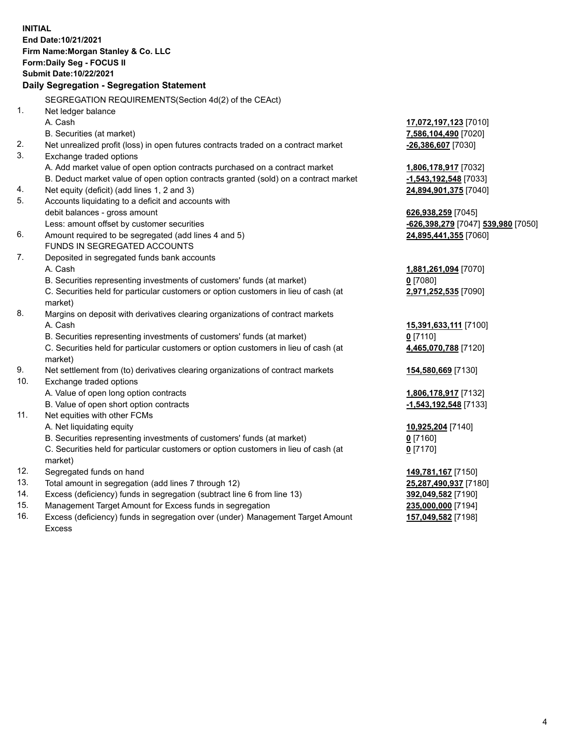**INITIAL**
**End Date:10/21/2021**
**Firm Name:Morgan Stanley & Co. LLC**
**Form:Daily Seg - FOCUS II**
**Submit Date:10/22/2021**
**Daily Segregation - Segregation Statement**

| | | |
|---|---|---|
| | SEGREGATION REQUIREMENTS(Section 4d(2) of the CEAct) | |
| 1. | Net ledger balance | |
| | A. Cash | **17,072,197,123** [7010] |
| | B. Securities (at market) | **7,586,104,490** [7020] |
| 2. | Net unrealized profit (loss) in open futures contracts traded on a contract market | **-26,386,607** [7030] |
| 3. | Exchange traded options | |
| | A. Add market value of open option contracts purchased on a contract market | **1,806,178,917** [7032] |
| | B. Deduct market value of open option contracts granted (sold) on a contract market | **-1,543,192,548** [7033] |
| 4. | Net equity (deficit) (add lines 1, 2 and 3) | **24,894,901,375** [7040] |
| 5. | Accounts liquidating to a deficit and accounts with | |
| | debit balances - gross amount | **626,938,259** [7045] |
| | Less: amount offset by customer securities | **-626,398,279** [7047] **539,980** [7050] |
| 6. | Amount required to be segregated (add lines 4 and 5) | **24,895,441,355** [7060] |
| | FUNDS IN SEGREGATED ACCOUNTS | |
| 7. | Deposited in segregated funds bank accounts | |
| | A. Cash | **1,881,261,094** [7070] |
| | B. Securities representing investments of customers' funds (at market) | **0** [7080] |
| | C. Securities held for particular customers or option customers in lieu of cash (at market) | **2,971,252,535** [7090] |
| 8. | Margins on deposit with derivatives clearing organizations of contract markets | |
| | A. Cash | **15,391,633,111** [7100] |
| | B. Securities representing investments of customers' funds (at market) | **0** [7110] |
| | C. Securities held for particular customers or option customers in lieu of cash (at market) | **4,465,070,788** [7120] |
| 9. | Net settlement from (to) derivatives clearing organizations of contract markets | **154,580,669** [7130] |
| 10. | Exchange traded options | |
| | A. Value of open long option contracts | **1,806,178,917** [7132] |
| | B. Value of open short option contracts | **-1,543,192,548** [7133] |
| 11. | Net equities with other FCMs | |
| | A. Net liquidating equity | **10,925,204** [7140] |
| | B. Securities representing investments of customers' funds (at market) | **0** [7160] |
| | C. Securities held for particular customers or option customers in lieu of cash (at market) | **0** [7170] |
| 12. | Segregated funds on hand | **149,781,167** [7150] |
| 13. | Total amount in segregation (add lines 7 through 12) | **25,287,490,937** [7180] |
| 14. | Excess (deficiency) funds in segregation (subtract line 6 from line 13) | **392,049,582** [7190] |
| 15. | Management Target Amount for Excess funds in segregation | **235,000,000** [7194] |
| 16. | Excess (deficiency) funds in segregation over (under) Management Target Amount Excess | **157,049,582** [7198] |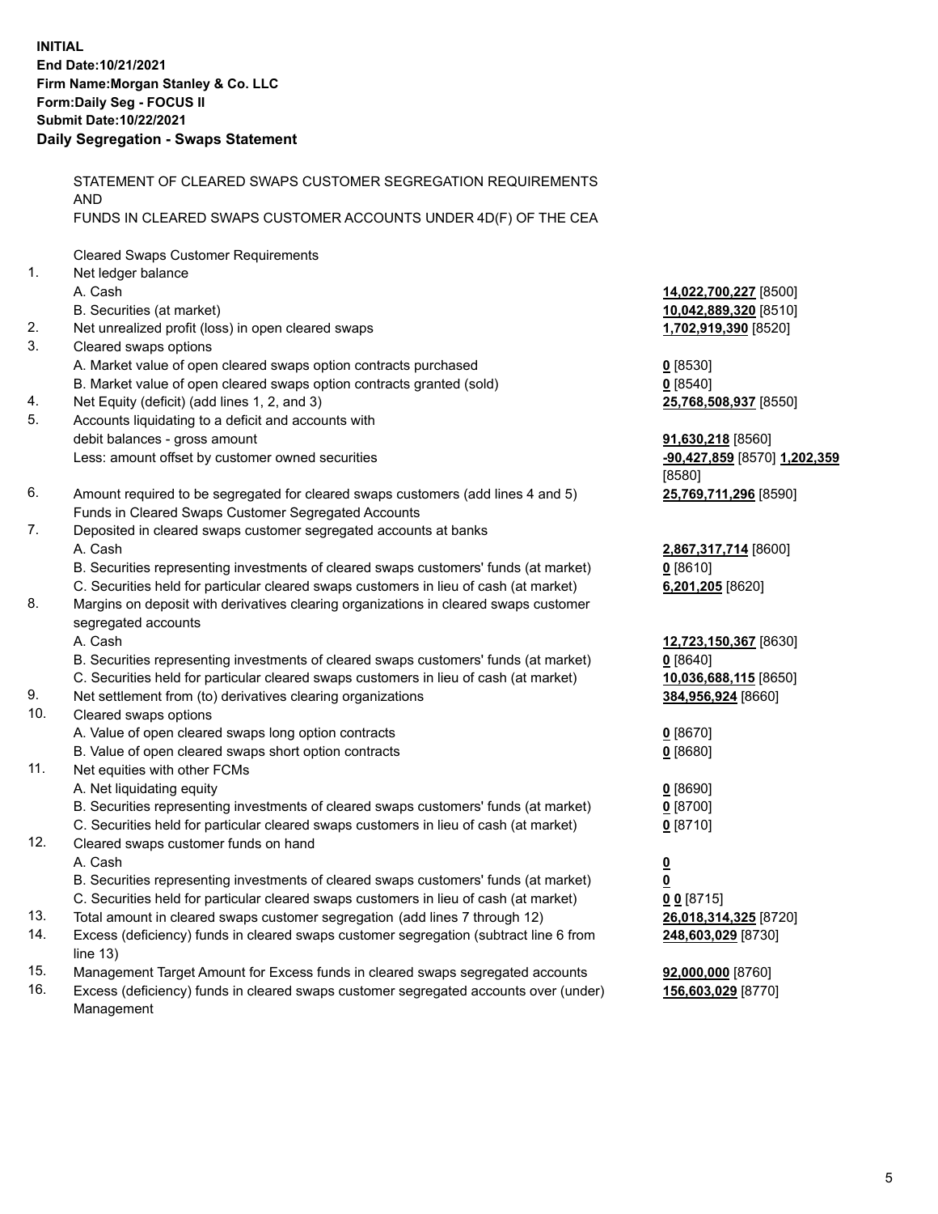**INITIAL**
**End Date:10/21/2021**
**Firm Name:Morgan Stanley & Co. LLC**
**Form:Daily Seg - FOCUS II**
**Submit Date:10/22/2021**
**Daily Segregation - Swaps Statement**

STATEMENT OF CLEARED SWAPS CUSTOMER SEGREGATION REQUIREMENTS AND FUNDS IN CLEARED SWAPS CUSTOMER ACCOUNTS UNDER 4D(F) OF THE CEA

| | | |
|---|---|---|
| | Cleared Swaps Customer Requirements | |
| 1. | Net ledger balance | |
| | A. Cash | **14,022,700,227** [8500] |
| | B. Securities (at market) | **10,042,889,320** [8510] |
| 2. | Net unrealized profit (loss) in open cleared swaps | **1,702,919,390** [8520] |
| 3. | Cleared swaps options | |
| | A. Market value of open cleared swaps option contracts purchased | **0** [8530] |
| | B. Market value of open cleared swaps option contracts granted (sold) | **0** [8540] |
| 4. | Net Equity (deficit) (add lines 1, 2, and 3) | **25,768,508,937** [8550] |
| 5. | Accounts liquidating to a deficit and accounts with debit balances - gross amount | **91,630,218** [8560] |
| | Less: amount offset by customer owned securities | **-90,427,859** [8570] **1,202,359** [8580] |
| 6. | Amount required to be segregated for cleared swaps customers (add lines 4 and 5) | **25,769,711,296** [8590] |
| | Funds in Cleared Swaps Customer Segregated Accounts | |
| 7. | Deposited in cleared swaps customer segregated accounts at banks | |
| | A. Cash | **2,867,317,714** [8600] |
| | B. Securities representing investments of cleared swaps customers' funds (at market) | **0** [8610] |
| | C. Securities held for particular cleared swaps customers in lieu of cash (at market) | **6,201,205** [8620] |
| 8. | Margins on deposit with derivatives clearing organizations in cleared swaps customer segregated accounts | |
| | A. Cash | **12,723,150,367** [8630] |
| | B. Securities representing investments of cleared swaps customers' funds (at market) | **0** [8640] |
| | C. Securities held for particular cleared swaps customers in lieu of cash (at market) | **10,036,688,115** [8650] |
| 9. | Net settlement from (to) derivatives clearing organizations | **384,956,924** [8660] |
| 10. | Cleared swaps options | |
| | A. Value of open cleared swaps long option contracts | **0** [8670] |
| | B. Value of open cleared swaps short option contracts | **0** [8680] |
| 11. | Net equities with other FCMs | |
| | A. Net liquidating equity | **0** [8690] |
| | B. Securities representing investments of cleared swaps customers' funds (at market) | **0** [8700] |
| | C. Securities held for particular cleared swaps customers in lieu of cash (at market) | **0** [8710] |
| 12. | Cleared swaps customer funds on hand | |
| | A. Cash | **0** |
| | B. Securities representing investments of cleared swaps customers' funds (at market) | **0** |
| | C. Securities held for particular cleared swaps customers in lieu of cash (at market) | **0** **0** [8715] |
| 13. | Total amount in cleared swaps customer segregation (add lines 7 through 12) | **26,018,314,325** [8720] |
| 14. | Excess (deficiency) funds in cleared swaps customer segregation (subtract line 6 from line 13) | **248,603,029** [8730] |
| 15. | Management Target Amount for Excess funds in cleared swaps segregated accounts | **92,000,000** [8760] |
| 16. | Excess (deficiency) funds in cleared swaps customer segregated accounts over (under) Management | **156,603,029** [8770] |